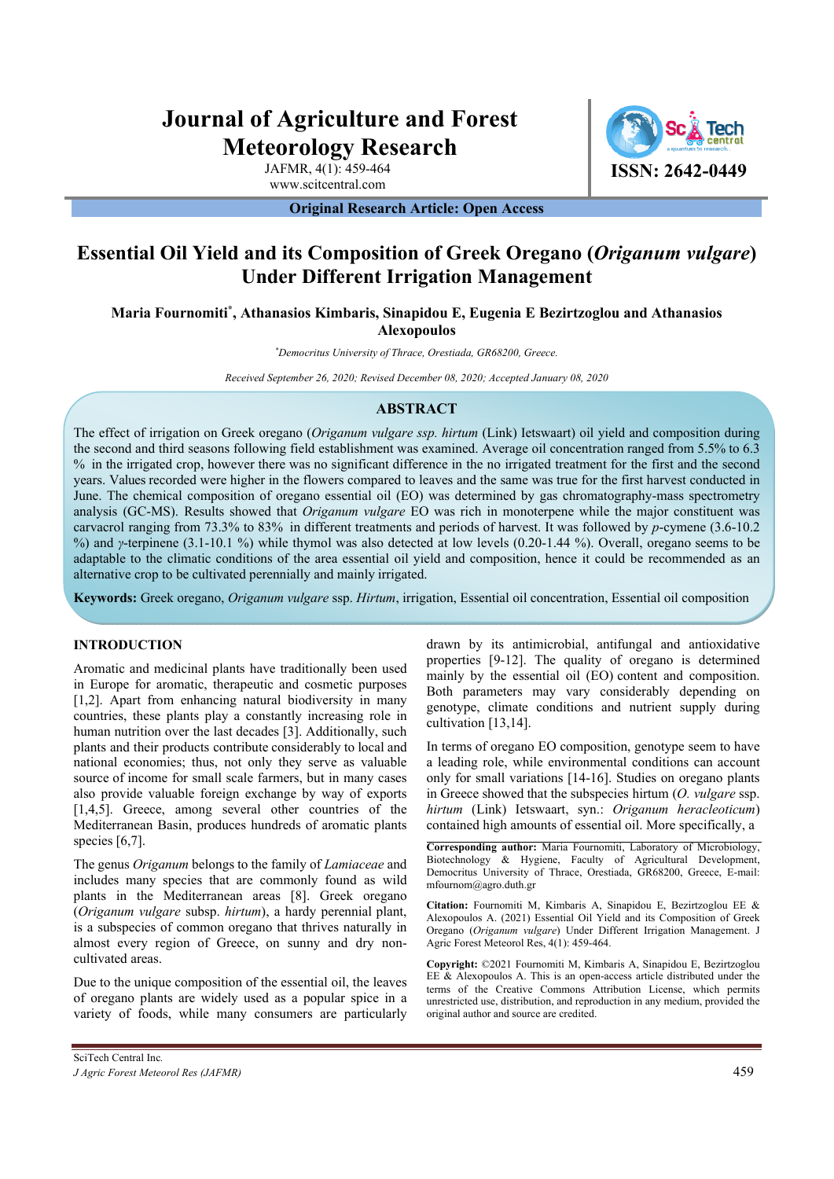# Essential Oil Yield and its Composition of Greek Oregano (*Origanum vulgare*) Under Different Irrigation Management

**Maria Fournomiti*, Athanasios Kimbaris, Sinapidou E, Eugenia E Bezirtzoglou and Athanasios Alexopoulos**

*Democritus University of Thrace, Orestiada, GR68200, Greece.

*Received September 26, 2020; Revised December 08, 2020; Accepted January 08, 2020*

## ABSTRACT

The effect of irrigation on Greek oregano (*Origanum vulgare ssp. hirtum* (Link) Ietswaart) oil yield and composition during the second and third seasons following field establishment was examined. Average oil concentration ranged from 5.5% to 6.3 % in the irrigated crop, however there was no significant difference in the no irrigated treatment for the first and the second years. Values recorded were higher in the flowers compared to leaves and the same was true for the first harvest conducted in June. The chemical composition of oregano essential oil (EO) was determined by gas chromatography-mass spectrometry analysis (GC-MS). Results showed that *Origanum vulgare* EO was rich in monoterpene while the major constituent was carvacrol ranging from 73.3% to 83% in different treatments and periods of harvest. It was followed by *p*-cymene (3.6-10.2 %) and *γ*-terpinene (3.1-10.1 %) while thymol was also detected at low levels (0.20-1.44 %). Overall, oregano seems to be adaptable to the climatic conditions of the area essential oil yield and composition, hence it could be recommended as an alternative crop to be cultivated perennially and mainly irrigated.

**Keywords:** Greek oregano, *Origanum vulgare* ssp. *Hirtum*, irrigation, Essential oil concentration, Essential oil composition

## INTRODUCTION

Aromatic and medicinal plants have traditionally been used in Europe for aromatic, therapeutic and cosmetic purposes [1,2]. Apart from enhancing natural biodiversity in many countries, these plants play a constantly increasing role in human nutrition over the last decades [3]. Additionally, such plants and their products contribute considerably to local and national economies; thus, not only they serve as valuable source of income for small scale farmers, but in many cases also provide valuable foreign exchange by way of exports [1,4,5]. Greece, among several other countries of the Mediterranean Basin, produces hundreds of aromatic plants species [6,7].

The genus *Origanum* belongs to the family of *Lamiaceae* and includes many species that are commonly found as wild plants in the Mediterranean areas [8]. Greek oregano (*Origanum vulgare* subsp. *hirtum*), a hardy perennial plant, is a subspecies of common oregano that thrives naturally in almost every region of Greece, on sunny and dry non-cultivated areas.

Due to the unique composition of the essential oil, the leaves of oregano plants are widely used as a popular spice in a variety of foods, while many consumers are particularly drawn by its antimicrobial, antifungal and antioxidative properties [9-12]. The quality of oregano is determined mainly by the essential oil (EO) content and composition. Both parameters may vary considerably depending on genotype, climate conditions and nutrient supply during cultivation [13,14].

In terms of oregano EO composition, genotype seem to have a leading role, while environmental conditions can account only for small variations [14-16]. Studies on oregano plants in Greece showed that the subspecies hirtum (*O. vulgare* ssp. *hirtum* (Link) Ietswaart, syn.: *Origanum heracleoticum*) contained high amounts of essential oil. More specifically, a

**Corresponding author:** Maria Fournomiti, Laboratory of Microbiology, Biotechnology & Hygiene, Faculty of Agricultural Development, Democritus University of Thrace, Orestiada, GR68200, Greece, E-mail: mfournom@agro.duth.gr

**Citation:** Fournomiti M, Kimbaris A, Sinapidou E, Bezirtzoglou EE & Alexopoulos A. (2021) Essential Oil Yield and its Composition of Greek Oregano (*Origanum vulgare*) Under Different Irrigation Management. J Agric Forest Meteorol Res, 4(1): 459-464.

**Copyright:** ©2021 Fournomiti M, Kimbaris A, Sinapidou E, Bezirtzoglou EE & Alexopoulos A. This is an open-access article distributed under the terms of the Creative Commons Attribution License, which permits unrestricted use, distribution, and reproduction in any medium, provided the original author and source are credited.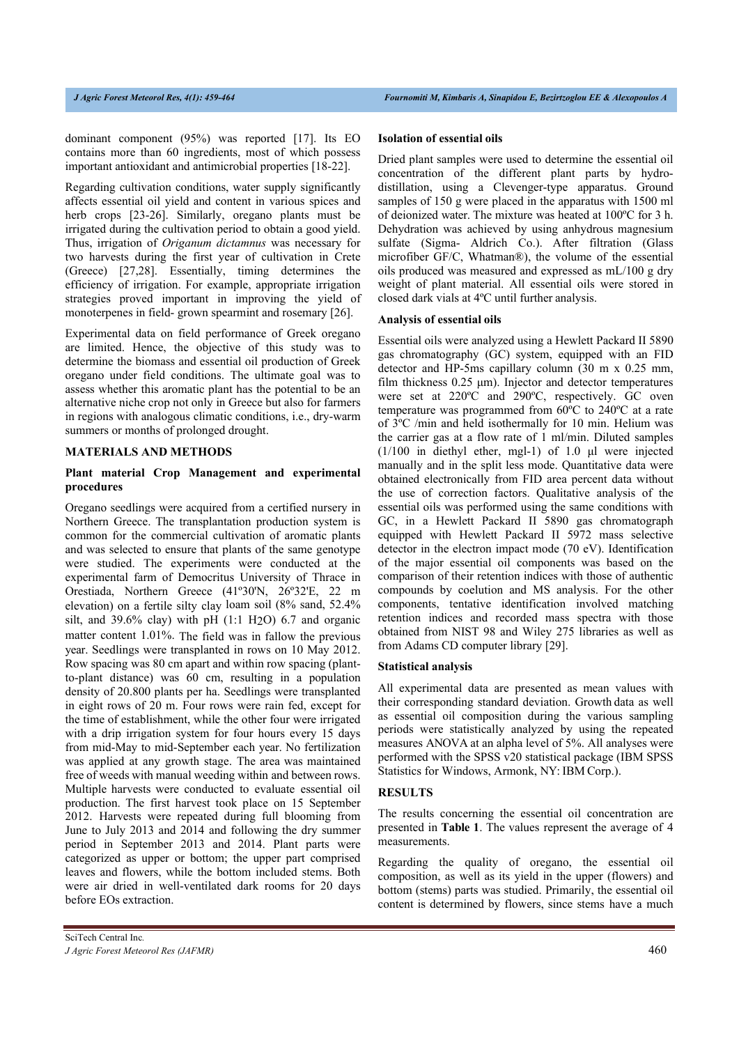dominant component (95%) was reported [17]. Its EO contains more than 60 ingredients, most of which possess important antioxidant and antimicrobial properties [18-22].

Regarding cultivation conditions, water supply significantly affects essential oil yield and content in various spices and herb crops [23-26]. Similarly, oregano plants must be irrigated during the cultivation period to obtain a good yield. Thus, irrigation of *Origanum dictamnus* was necessary for two harvests during the first year of cultivation in Crete (Greece) [27,28]. Essentially, timing determines the efficiency of irrigation. For example, appropriate irrigation strategies proved important in improving the yield of monoterpenes in field- grown spearmint and rosemary [26].

Experimental data on field performance of Greek oregano are limited. Hence, the objective of this study was to determine the biomass and essential oil production of Greek oregano under field conditions. The ultimate goal was to assess whether this aromatic plant has the potential to be an alternative niche crop not only in Greece but also for farmers in regions with analogous climatic conditions, i.e., dry-warm summers or months of prolonged drought.

## MATERIALS AND METHODS

### Plant material Crop Management and experimental procedures

Oregano seedlings were acquired from a certified nursery in Northern Greece. The transplantation production system is common for the commercial cultivation of aromatic plants and was selected to ensure that plants of the same genotype were studied. The experiments were conducted at the experimental farm of Democritus University of Thrace in Orestiada, Northern Greece (41º30'N, 26º32'E, 22 m elevation) on a fertile silty clay loam soil (8% sand, 52.4% silt, and 39.6% clay) with pH (1:1 $H_2O$) 6.7 and organic matter content 1.01%. The field was in fallow the previous year. Seedlings were transplanted in rows on 10 May 2012. Row spacing was 80 cm apart and within row spacing (plant-to-plant distance) was 60 cm, resulting in a population density of 20.800 plants per ha. Seedlings were transplanted in eight rows of 20 m. Four rows were rain fed, except for the time of establishment, while the other four were irrigated with a drip irrigation system for four hours every 15 days from mid-May to mid-September each year. No fertilization was applied at any growth stage. The area was maintained free of weeds with manual weeding within and between rows. Multiple harvests were conducted to evaluate essential oil production. The first harvest took place on 15 September 2012. Harvests were repeated during full blooming from June to July 2013 and 2014 and following the dry summer period in September 2013 and 2014. Plant parts were categorized as upper or bottom; the upper part comprised leaves and flowers, while the bottom included stems. Both were air dried in well-ventilated dark rooms for 20 days before EOs extraction.

### Isolation of essential oils

Dried plant samples were used to determine the essential oil concentration of the different plant parts by hydro-distillation, using a Clevenger-type apparatus. Ground samples of 150 g were placed in the apparatus with 1500 ml of deionized water. The mixture was heated at 100ºC for 3 h. Dehydration was achieved by using anhydrous magnesium sulfate (Sigma- Aldrich Co.). After filtration (Glass microfiber GF/C, Whatman®), the volume of the essential oils produced was measured and expressed as mL/100 g dry weight of plant material. All essential oils were stored in closed dark vials at 4ºC until further analysis.

### Analysis of essential oils

Essential oils were analyzed using a Hewlett Packard II 5890 gas chromatography (GC) system, equipped with an FID detector and HP-5ms capillary column (30 m x 0.25 mm, film thickness 0.25 μm). Injector and detector temperatures were set at 220ºC and 290ºC, respectively. GC oven temperature was programmed from 60ºC to 240ºC at a rate of 3ºC /min and held isothermally for 10 min. Helium was the carrier gas at a flow rate of 1 ml/min. Diluted samples (1/100 in diethyl ether, mgl-1) of 1.0 μl were injected manually and in the split less mode. Quantitative data were obtained electronically from FID area percent data without the use of correction factors. Qualitative analysis of the essential oils was performed using the same conditions with GC, in a Hewlett Packard II 5890 gas chromatograph equipped with Hewlett Packard II 5972 mass selective detector in the electron impact mode (70 eV). Identification of the major essential oil components was based on the comparison of their retention indices with those of authentic compounds by coelution and MS analysis. For the other components, tentative identification involved matching retention indices and recorded mass spectra with those obtained from NIST 98 and Wiley 275 libraries as well as from Adams CD computer library [29].

### Statistical analysis

All experimental data are presented as mean values with their corresponding standard deviation. Growth data as well as essential oil composition during the various sampling periods were statistically analyzed by using the repeated measures ANOVA at an alpha level of 5%. All analyses were performed with the SPSS v20 statistical package (IBM SPSS Statistics for Windows, Armonk, NY: IBM Corp.).

## RESULTS

The results concerning the essential oil concentration are presented in **Table 1**. The values represent the average of 4 measurements.

Regarding the quality of oregano, the essential oil composition, as well as its yield in the upper (flowers) and bottom (stems) parts was studied. Primarily, the essential oil content is determined by flowers, since stems have a much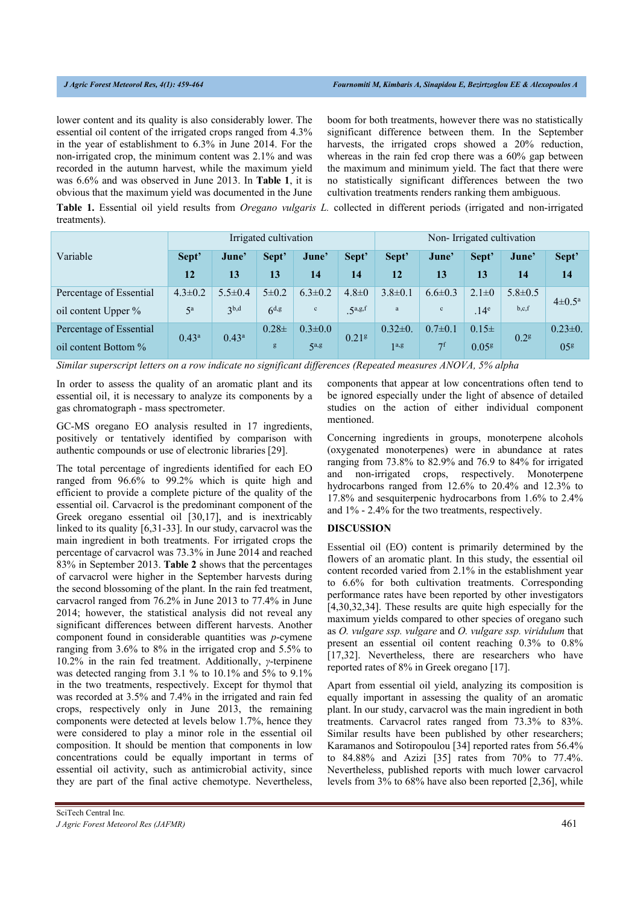lower content and its quality is also considerably lower. The essential oil content of the irrigated crops ranged from 4.3% in the year of establishment to 6.3% in June 2014. For the non-irrigated crop, the minimum content was 2.1% and was recorded in the autumn harvest, while the maximum yield was 6.6% and was observed in June 2013. In **Table 1**, it is obvious that the maximum yield was documented in the June boom for both treatments, however there was no statistically significant difference between them. In the September harvests, the irrigated crops showed a 20% reduction, whereas in the rain fed crop there was a 60% gap between the maximum and minimum yield. The fact that there were no statistically significant differences between the two cultivation treatments renders ranking them ambiguous.

**Table 1.** Essential oil yield results from *Oregano vulgaris L.* collected in different periods (irrigated and non-irrigated treatments).

| Variable | Irrigated cultivation | | | | | Non- Irrigated cultivation | | | | |
|---|---|---|---|---|---|---|---|---|---|---|
| | **Sept' 12** | **June' 13** | **Sept' 13** | **June' 14** | **Sept' 14** | **Sept' 12** | **June' 13** | **Sept' 13** | **June' 14** | **Sept' 14** |
| Percentage of Essential oil content Upper % | 4.3±0.25[a] | 5.5±0.43[b,d] | 5±0.26[d,g] | 6.3±0.2[c] | 4.8±0.5[a,g,f] | 3.8±0.1[a] | 6.6±0.3[c] | 2.1±0.14[e] | 5.8±0.5[b,c,f] | 4±0.5[a] |
| Percentage of Essential oil content Bottom % | 0.43[a] | 0.43[a] | 0.28±[g] | 0.3±0.05[a,g] | 0.21[g] | 0.32±0.1[a,g] | 0.7±0.17[f] | 0.15±0.05[g] | 0.2[g] | 0.23±0.05[g] |

*Similar superscript letters on a row indicate no significant differences (Repeated measures ANOVA, 5% alpha*

In order to assess the quality of an aromatic plant and its essential oil, it is necessary to analyze its components by a gas chromatograph - mass spectrometer.

GC-MS oregano EO analysis resulted in 17 ingredients, positively or tentatively identified by comparison with authentic compounds or use of electronic libraries [29].

The total percentage of ingredients identified for each EO ranged from 96.6% to 99.2% which is quite high and efficient to provide a complete picture of the quality of the essential oil. Carvacrol is the predominant component of the Greek oregano essential oil [30,17], and is inextricably linked to its quality [6,31-33]. In our study, carvacrol was the main ingredient in both treatments. For irrigated crops the percentage of carvacrol was 73.3% in June 2014 and reached 83% in September 2013. **Table 2** shows that the percentages of carvacrol were higher in the September harvests during the second blossoming of the plant. In the rain fed treatment, carvacrol ranged from 76.2% in June 2013 to 77.4% in June 2014; however, the statistical analysis did not reveal any significant differences between different harvests. Another component found in considerable quantities was *p*-cymene ranging from 3.6% to 8% in the irrigated crop and 5.5% to 10.2% in the rain fed treatment. Additionally, *γ*-terpinene was detected ranging from 3.1 % to 10.1% and 5% to 9.1% in the two treatments, respectively. Except for thymol that was recorded at 3.5% and 7.4% in the irrigated and rain fed crops, respectively only in June 2013, the remaining components were detected at levels below 1.7%, hence they were considered to play a minor role in the essential oil composition. It should be mention that components in low concentrations could be equally important in terms of essential oil activity, such as antimicrobial activity, since they are part of the final active chemotype. Nevertheless, components that appear at low concentrations often tend to be ignored especially under the light of absence of detailed studies on the action of either individual component mentioned.

Concerning ingredients in groups, monoterpene alcohols (oxygenated monoterpenes) were in abundance at rates ranging from 73.8% to 82.9% and 76.9 to 84% for irrigated and non-irrigated crops, respectively. Monoterpene hydrocarbons ranged from 12.6% to 20.4% and 12.3% to 17.8% and sesquiterpenic hydrocarbons from 1.6% to 2.4% and 1% - 2.4% for the two treatments, respectively.

## DISCUSSION

Essential oil (EO) content is primarily determined by the flowers of an aromatic plant. In this study, the essential oil content recorded varied from 2.1% in the establishment year to 6.6% for both cultivation treatments. Corresponding performance rates have been reported by other investigators [4,30,32,34]. These results are quite high especially for the maximum yields compared to other species of oregano such as *O. vulgare ssp. vulgare* and *O. vulgare ssp. viridulum* that present an essential oil content reaching 0.3% to 0.8% [17,32]. Nevertheless, there are researchers who have reported rates of 8% in Greek oregano [17].

Apart from essential oil yield, analyzing its composition is equally important in assessing the quality of an aromatic plant. In our study, carvacrol was the main ingredient in both treatments. Carvacrol rates ranged from 73.3% to 83%. Similar results have been published by other researchers; Karamanos and Sotiropoulou [34] reported rates from 56.4% to 84.88% and Azizi [35] rates from 70% to 77.4%. Nevertheless, published reports with much lower carvacrol levels from 3% to 68% have also been reported [2,36], while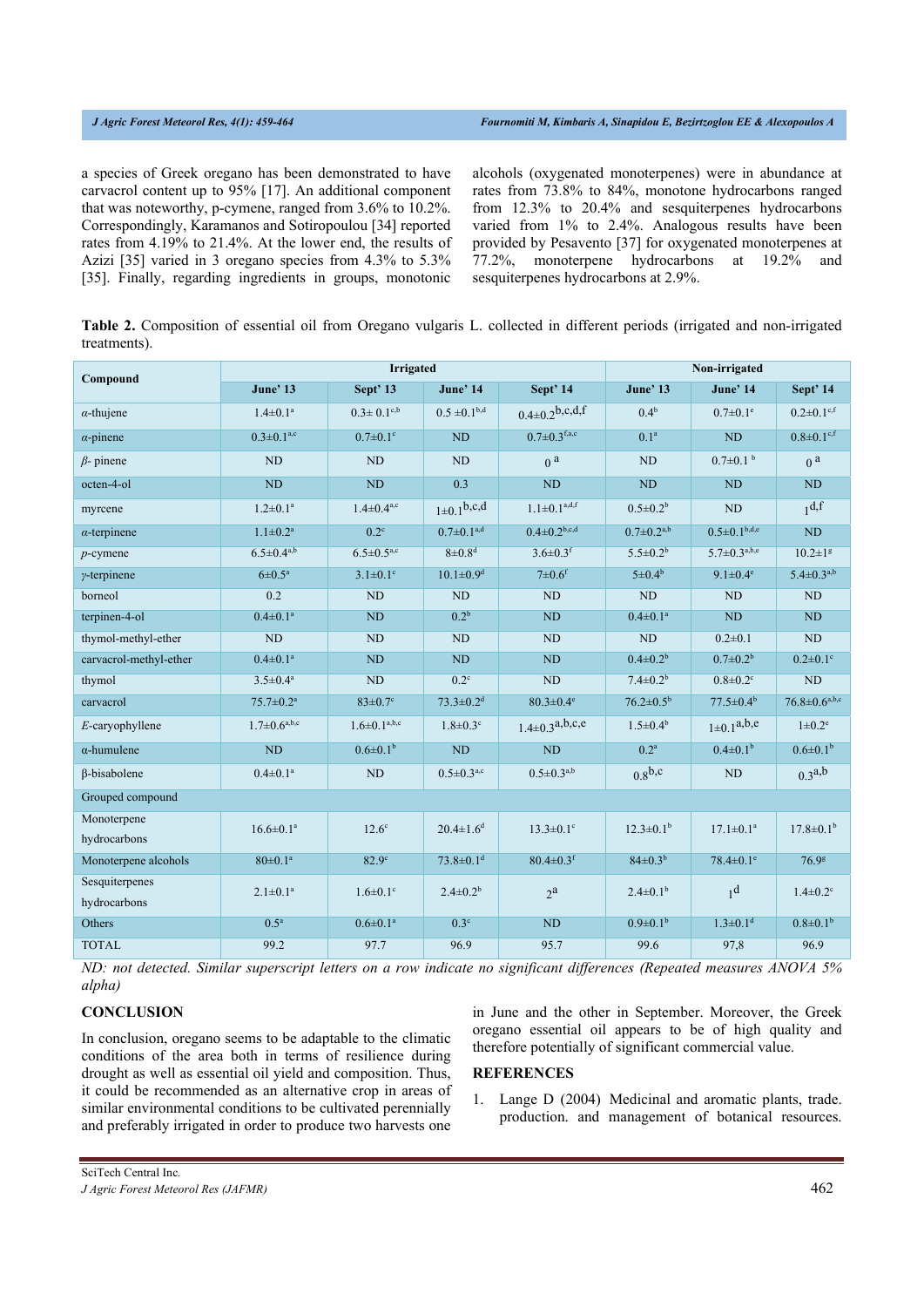a species of Greek oregano has been demonstrated to have carvacrol content up to 95% [17]. An additional component that was noteworthy, p-cymene, ranged from 3.6% to 10.2%. Correspondingly, Karamanos and Sotiropoulou [34] reported rates from 4.19% to 21.4%. At the lower end, the results of Azizi [35] varied in 3 oregano species from 4.3% to 5.3% [35]. Finally, regarding ingredients in groups, monotonic alcohols (oxygenated monoterpenes) were in abundance at rates from 73.8% to 84%, monotone hydrocarbons ranged from 12.3% to 20.4% and sesquiterpenes hydrocarbons varied from 1% to 2.4%. Analogous results have been provided by Pesavento [37] for oxygenated monoterpenes at 77.2%, monoterpene hydrocarbons at 19.2% and sesquiterpenes hydrocarbons at 2.9%.

**Table 2.** Composition of essential oil from Oregano vulgaris L. collected in different periods (irrigated and non-irrigated treatments).

| Compound | Irrigated | | | | Non-irrigated | | |
|---|---|---|---|---|---|---|---|
| | June' 13 | Sept' 13 | June' 14 | Sept' 14 | June' 13 | June' 14 | Sept' 14 |
| *α*-thujene | 1.4±0.1$^{a}$ | 0.3± 0.1$^{c,b}$ | 0.5 ±0.1$^{b,d}$ | 0.4±0.2$^{b,c,d,f}$ | 0.4$^{b}$ | 0.7±0.1$^{e}$ | 0.2±0.1$^{c,f}$ |
| *α*-pinene | 0.3±0.1$^{a,c}$ | 0.7±0.1$^{c}$ | ND | 0.7±0.3$^{f,a,c}$ | 0.1$^{a}$ | ND | 0.8±0.1$^{c,f}$ |
| *β*- pinene | ND | ND | ND | 0$^{a}$ | ND | 0.7±0.1$^{b}$ | 0$^{a}$ |
| octen-4-ol | ND | ND | 0.3 | ND | ND | ND | ND |
| myrcene | 1.2±0.1$^{a}$ | 1.4±0.4$^{a,c}$ | 1±0.1$^{b,c,d}$ | 1.1±0.1$^{a,d,f}$ | 0.5±0.2$^{b}$ | ND | 1$^{d,f}$ |
| *α*-terpinene | 1.1±0.2$^{a}$ | 0.2$^{c}$ | 0.7±0.1$^{a,d}$ | 0.4±0.2$^{b,c,d}$ | 0.7±0.2$^{a,b}$ | 0.5±0.1$^{b,d,e}$ | ND |
| *p*-cymene | 6.5±0.4$^{a,b}$ | 6.5±0.5$^{a,c}$ | 8±0.8$^{d}$ | 3.6±0.3$^{f}$ | 5.5±0.2$^{b}$ | 5.7±0.3$^{a,b,e}$ | 10.2±1$^{g}$ |
| *γ*-terpinene | 6±0.5$^{a}$ | 3.1±0.1$^{c}$ | 10.1±0.9$^{d}$ | 7±0.6$^{f}$ | 5±0.4$^{b}$ | 9.1±0.4$^{e}$ | 5.4±0.3$^{a,b}$ |
| borneol | 0.2 | ND | ND | ND | ND | ND | ND |
| terpinen-4-ol | 0.4±0.1$^{a}$ | ND | 0.2$^{b}$ | ND | 0.4±0.1$^{a}$ | ND | ND |
| thymol-methyl-ether | ND | ND | ND | ND | ND | 0.2±0.1 | ND |
| carvacrol-methyl-ether | 0.4±0.1$^{a}$ | ND | ND | ND | 0.4±0.2$^{b}$ | 0.7±0.2$^{b}$ | 0.2±0.1$^{c}$ |
| thymol | 3.5±0.4$^{a}$ | ND | 0.2$^{c}$ | ND | 7.4±0.2$^{b}$ | 0.8±0.2$^{c}$ | ND |
| carvacrol | 75.7±0.2$^{a}$ | 83±0.7$^{c}$ | 73.3±0.2$^{d}$ | 80.3±0.4$^{e}$ | 76.2±0.5$^{b}$ | 77.5±0.4$^{b}$ | 76.8±0.6$^{a,b,c}$ |
| *E*-caryophyllene | 1.7±0.6$^{a,b,c}$ | 1.6±0.1$^{a,b,c}$ | 1.8±0.3$^{c}$ | 1.4±0.3$^{a,b,c,e}$ | 1.5±0.4$^{b}$ | 1±0.1$^{a,b,e}$ | 1±0.2$^{e}$ |
| α-humulene | ND | 0.6±0.1$^{b}$ | ND | ND | 0.2$^{a}$ | 0.4±0.1$^{b}$ | 0.6±0.1$^{b}$ |
| β-bisabolene | 0.4±0.1$^{a}$ | ND | 0.5±0.3$^{a,c}$ | 0.5±0.3$^{a,b}$ | 0.8$^{b,c}$ | ND | 0.3$^{a,b}$ |
| Grouped compound | | | | | | | |
| Monoterpene hydrocarbons | 16.6±0.1$^{a}$ | 12.6$^{c}$ | 20.4±1.6$^{d}$ | 13.3±0.1$^{c}$ | 12.3±0.1$^{b}$ | 17.1±0.1$^{a}$ | 17.8±0.1$^{b}$ |
| Monoterpene alcohols | 80±0.1$^{a}$ | 82.9$^{c}$ | 73.8±0.1$^{d}$ | 80.4±0.3$^{f}$ | 84±0.3$^{b}$ | 78.4±0.1$^{e}$ | 76.9$^{g}$ |
| Sesquiterpenes hydrocarbons | 2.1±0.1$^{a}$ | 1.6±0.1$^{c}$ | 2.4±0.2$^{b}$ | 2$^{a}$ | 2.4±0.1$^{b}$ | 1$^{d}$ | 1.4±0.2$^{c}$ |
| Others | 0.5$^{a}$ | 0.6±0.1$^{a}$ | 0.3$^{c}$ | ND | 0.9±0.1$^{b}$ | 1.3±0.1$^{d}$ | 0.8±0.1$^{b}$ |
| TOTAL | 99.2 | 97.7 | 96.9 | 95.7 | 99.6 | 97,8 | 96.9 |

*ND: not detected. Similar superscript letters on a row indicate no significant differences (Repeated measures ANOVA 5% alpha)*

## CONCLUSION

In conclusion, oregano seems to be adaptable to the climatic conditions of the area both in terms of resilience during drought as well as essential oil yield and composition. Thus, it could be recommended as an alternative crop in areas of similar environmental conditions to be cultivated perennially and preferably irrigated in order to produce two harvests one in June and the other in September. Moreover, the Greek oregano essential oil appears to be of high quality and therefore potentially of significant commercial value.

## REFERENCES

1. Lange D (2004) Medicinal and aromatic plants, trade. production. and management of botanical resources.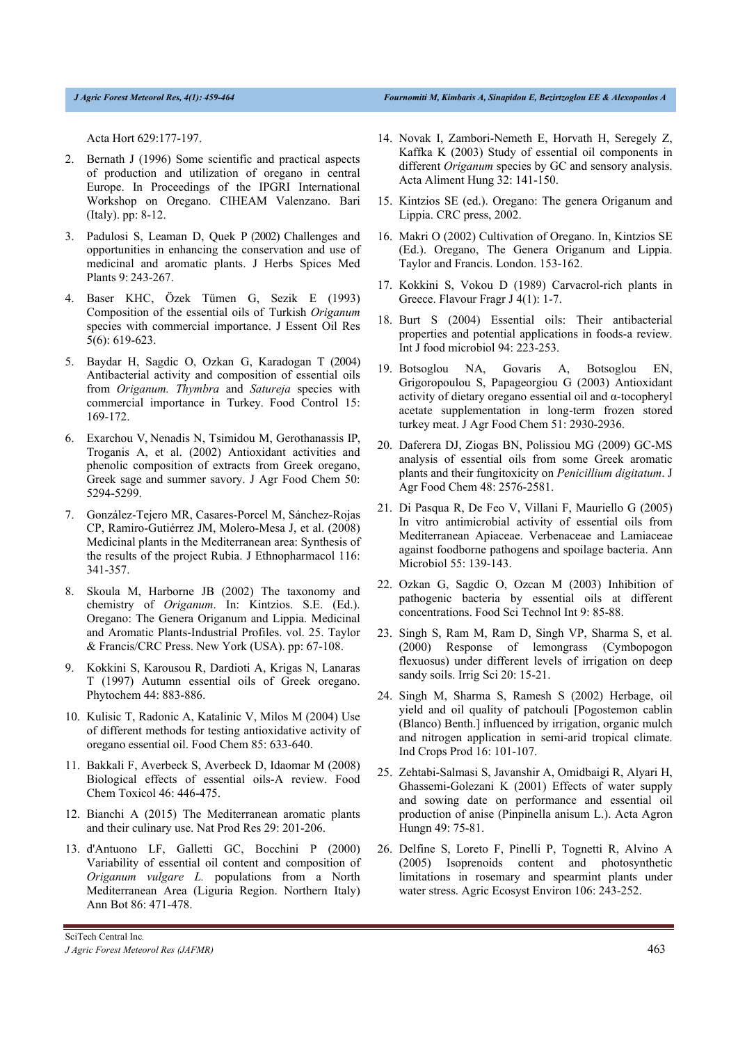Acta Hort 629:177-197.

2. Bernath J (1996) Some scientific and practical aspects of production and utilization of oregano in central Europe. In Proceedings of the IPGRI International Workshop on Oregano. CIHEAM Valenzano. Bari (Italy). pp: 8-12.

3. Padulosi S, Leaman D, Quek P (2002) Challenges and opportunities in enhancing the conservation and use of medicinal and aromatic plants. J Herbs Spices Med Plants 9: 243-267.

4. Baser KHC, Özek Tümen G, Sezik E (1993) Composition of the essential oils of Turkish *Origanum* species with commercial importance. J Essent Oil Res 5(6): 619-623.

5. Baydar H, Sagdic O, Ozkan G, Karadogan T (2004) Antibacterial activity and composition of essential oils from *Origanum. Thymbra* and *Satureja* species with commercial importance in Turkey. Food Control 15: 169-172.

6. Exarchou V, Nenadis N, Tsimidou M, Gerothanassis IP, Troganis A, et al. (2002) Antioxidant activities and phenolic composition of extracts from Greek oregano, Greek sage and summer savory. J Agr Food Chem 50: 5294-5299.

7. González-Tejero MR, Casares-Porcel M, Sánchez-Rojas CP, Ramiro-Gutiérrez JM, Molero-Mesa J, et al. (2008) Medicinal plants in the Mediterranean area: Synthesis of the results of the project Rubia. J Ethnopharmacol 116: 341-357.

8. Skoula M, Harborne JB (2002) The taxonomy and chemistry of *Origanum*. In: Kintzios. S.E. (Ed.). Oregano: The Genera Origanum and Lippia. Medicinal and Aromatic Plants-Industrial Profiles. vol. 25. Taylor & Francis/CRC Press. New York (USA). pp: 67-108.

9. Kokkini S, Karousou R, Dardioti A, Krigas N, Lanaras T (1997) Autumn essential oils of Greek oregano. Phytochem 44: 883-886.

10. Kulisic T, Radonic A, Katalinic V, Milos M (2004) Use of different methods for testing antioxidative activity of oregano essential oil. Food Chem 85: 633-640.

11. Bakkali F, Averbeck S, Averbeck D, Idaomar M (2008) Biological effects of essential oils-A review. Food Chem Toxicol 46: 446-475.

12. Bianchi A (2015) The Mediterranean aromatic plants and their culinary use. Nat Prod Res 29: 201-206.

13. d'Antuono LF, Galletti GC, Bocchini P (2000) Variability of essential oil content and composition of *Origanum vulgare L.* populations from a North Mediterranean Area (Liguria Region. Northern Italy) Ann Bot 86: 471-478.

14. Novak I, Zambori-Nemeth E, Horvath H, Seregely Z, Kaffka K (2003) Study of essential oil components in different *Origanum* species by GC and sensory analysis. Acta Aliment Hung 32: 141-150.

15. Kintzios SE (ed.). Oregano: The genera Origanum and Lippia. CRC press, 2002.

16. Makri O (2002) Cultivation of Oregano. In, Kintzios SE (Ed.). Oregano, The Genera Origanum and Lippia. Taylor and Francis. London. 153-162.

17. Kokkini S, Vokou D (1989) Carvacrol-rich plants in Greece. Flavour Fragr J 4(1): 1-7.

18. Burt S (2004) Essential oils: Their antibacterial properties and potential applications in foods-a review. Int J food microbiol 94: 223-253.

19. Botsoglou NA, Govaris A, Botsoglou EN, Grigoropoulou S, Papageorgiou G (2003) Antioxidant activity of dietary oregano essential oil and α-tocopheryl acetate supplementation in long-term frozen stored turkey meat. J Agr Food Chem 51: 2930-2936.

20. Daferera DJ, Ziogas BN, Polissiou MG (2009) GC-MS analysis of essential oils from some Greek aromatic plants and their fungitoxicity on *Penicillium digitatum*. J Agr Food Chem 48: 2576-2581.

21. Di Pasqua R, De Feo V, Villani F, Mauriello G (2005) In vitro antimicrobial activity of essential oils from Mediterranean Apiaceae. Verbenaceae and Lamiaceae against foodborne pathogens and spoilage bacteria. Ann Microbiol 55: 139-143.

22. Ozkan G, Sagdic O, Ozcan M (2003) Inhibition of pathogenic bacteria by essential oils at different concentrations. Food Sci Technol Int 9: 85-88.

23. Singh S, Ram M, Ram D, Singh VP, Sharma S, et al. (2000) Response of lemongrass (Cymbopogon flexuosus) under different levels of irrigation on deep sandy soils. Irrig Sci 20: 15-21.

24. Singh M, Sharma S, Ramesh S (2002) Herbage, oil yield and oil quality of patchouli [Pogostemon cablin (Blanco) Benth.] influenced by irrigation, organic mulch and nitrogen application in semi-arid tropical climate. Ind Crops Prod 16: 101-107.

25. Zehtabi-Salmasi S, Javanshir A, Omidbaigi R, Alyari H, Ghassemi-Golezani K (2001) Effects of water supply and sowing date on performance and essential oil production of anise (Pinpinella anisum L.). Acta Agron Hungn 49: 75-81.

26. Delfine S, Loreto F, Pinelli P, Tognetti R, Alvino A (2005) Isoprenoids content and photosynthetic limitations in rosemary and spearmint plants under water stress. Agric Ecosyst Environ 106: 243-252.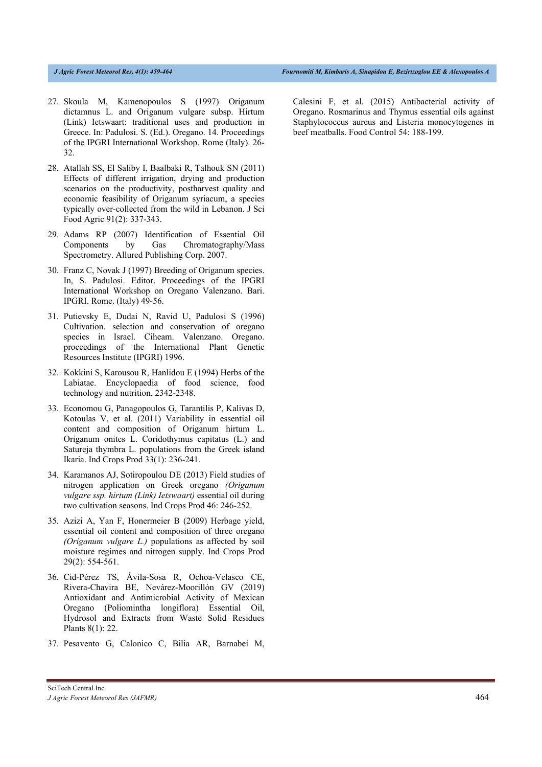27. Skoula M, Kamenopoulos S (1997) Origanum dictamnus L. and Origanum vulgare subsp. Hirtum (Link) Ietswaart: traditional uses and production in Greece. In: Padulosi. S. (Ed.). Oregano. 14. Proceedings of the IPGRI International Workshop. Rome (Italy). 26-32.

28. Atallah SS, El Saliby I, Baalbaki R, Talhouk SN (2011) Effects of different irrigation, drying and production scenarios on the productivity, postharvest quality and economic feasibility of Origanum syriacum, a species typically over-collected from the wild in Lebanon. J Sci Food Agric 91(2): 337-343.

29. Adams RP (2007) Identification of Essential Oil Components by Gas Chromatography/Mass Spectrometry. Allured Publishing Corp. 2007.

30. Franz C, Novak J (1997) Breeding of Origanum species. In, S. Padulosi. Editor. Proceedings of the IPGRI International Workshop on Oregano Valenzano. Bari. IPGRI. Rome. (Italy) 49-56.

31. Putievsky E, Dudai N, Ravid U, Padulosi S (1996) Cultivation. selection and conservation of oregano species in Israel. Ciheam. Valenzano. Oregano. proceedings of the International Plant Genetic Resources Institute (IPGRI) 1996.

32. Kokkini S, Karousou R, Hanlidou E (1994) Herbs of the Labiatae. Encyclopaedia of food science, food technology and nutrition. 2342-2348.

33. Economou G, Panagopoulos G, Tarantilis P, Kalivas D, Kotoulas V, et al. (2011) Variability in essential oil content and composition of Origanum hirtum L. Origanum onites L. Coridothymus capitatus (L.) and Satureja thymbra L. populations from the Greek island Ikaria. Ind Crops Prod 33(1): 236-241.

34. Karamanos AJ, Sotiropoulou DE (2013) Field studies of nitrogen application on Greek oregano *(Origanum vulgare ssp. hirtum (Link) Ietswaart)* essential oil during two cultivation seasons. Ind Crops Prod 46: 246-252.

35. Azizi A, Yan F, Honermeier B (2009) Herbage yield, essential oil content and composition of three oregano *(Origanum vulgare L.)* populations as affected by soil moisture regimes and nitrogen supply. Ind Crops Prod 29(2): 554-561.

36. Cid-Pérez TS, Ávila-Sosa R, Ochoa-Velasco CE, Rivera-Chavira BE, Nevárez-Moorillón GV (2019) Antioxidant and Antimicrobial Activity of Mexican Oregano (Poliomintha longiflora) Essential Oil, Hydrosol and Extracts from Waste Solid Residues Plants 8(1): 22.

37. Pesavento G, Calonico C, Bilia AR, Barnabei M, Calesini F, et al. (2015) Antibacterial activity of Oregano. Rosmarinus and Thymus essential oils against Staphylococcus aureus and Listeria monocytogenes in beef meatballs. Food Control 54: 188-199.